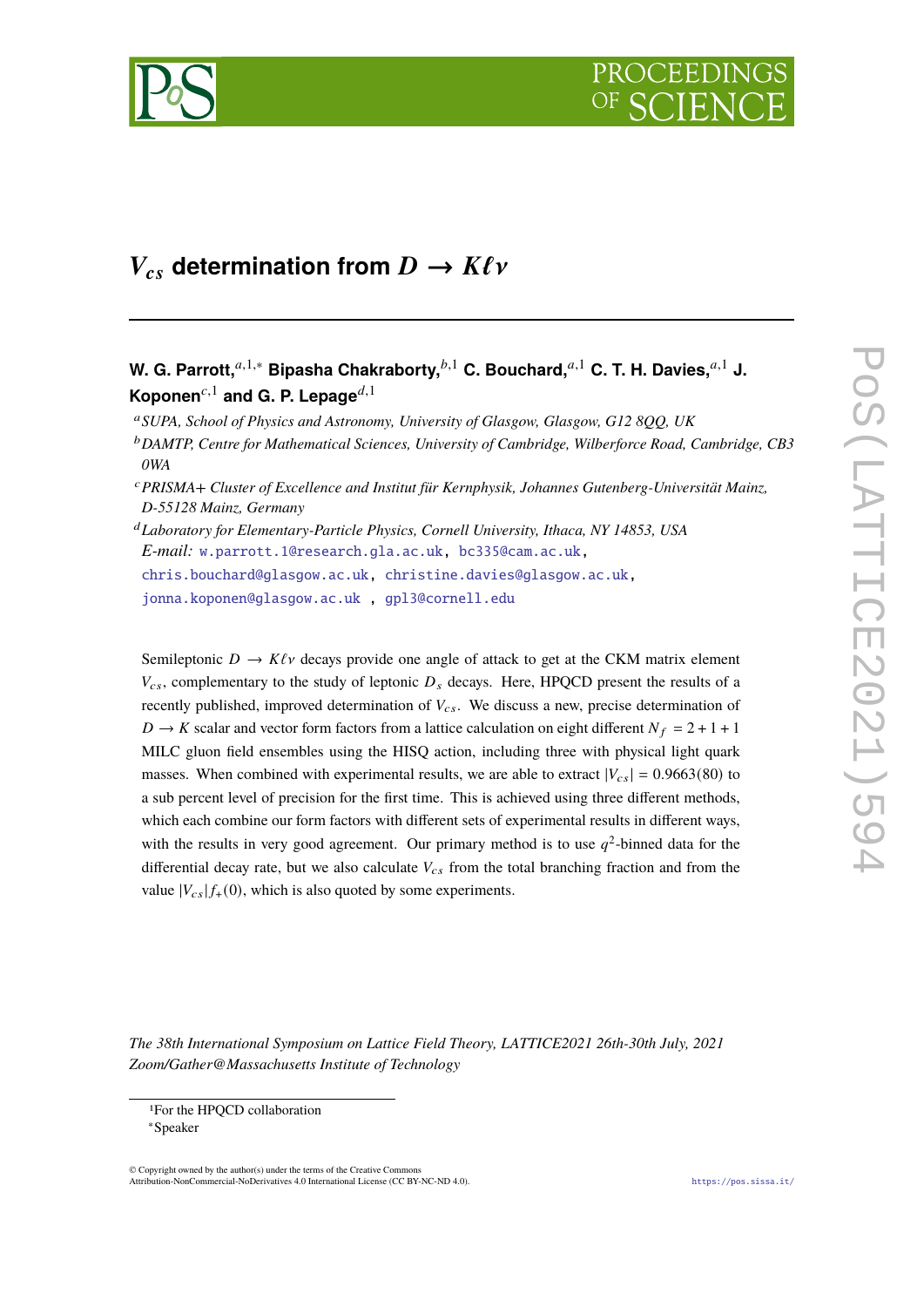# $V_{cs}$ determination from $D \to K\ell\nu$

**W. G. Parrott,**[a,1,*] **Bipasha Chakraborty,**[b,1] **C. Bouchard,**[a,1] **C. T. H. Davies,**[a,1] **J. Koponen**[c,1] **and G. P. Lepage**[d,1]

[a] *SUPA, School of Physics and Astronomy, University of Glasgow, Glasgow, G12 8QQ, UK*

[b] *DAMTP, Centre for Mathematical Sciences, University of Cambridge, Wilberforce Road, Cambridge, CB3 0WA*

[c] *PRISMA+ Cluster of Excellence and Institut für Kernphysik, Johannes Gutenberg-Universität Mainz, D-55128 Mainz, Germany*

[d] *Laboratory for Elementary-Particle Physics, Cornell University, Ithaca, NY 14853, USA*

*E-mail:* w.parrott.1@research.gla.ac.uk, bc335@cam.ac.uk, chris.bouchard@glasgow.ac.uk, christine.davies@glasgow.ac.uk, jonna.koponen@glasgow.ac.uk , gpl3@cornell.edu

Semileptonic $D \to K\ell\nu$ decays provide one angle of attack to get at the CKM matrix element $V_{cs}$, complementary to the study of leptonic $D_s$ decays. Here, HPQCD present the results of a recently published, improved determination of $V_{cs}$. We discuss a new, precise determination of $D \to K$ scalar and vector form factors from a lattice calculation on eight different $N_f = 2+1+1$ MILC gluon field ensembles using the HISQ action, including three with physical light quark masses. When combined with experimental results, we are able to extract $|V_{cs}| = 0.9663(80)$ to a sub percent level of precision for the first time. This is achieved using three different methods, which each combine our form factors with different sets of experimental results in different ways, with the results in very good agreement. Our primary method is to use $q^2$-binned data for the differential decay rate, but we also calculate $V_{cs}$ from the total branching fraction and from the value $|V_{cs}|f_+(0)$, which is also quoted by some experiments.

*The 38th International Symposium on Lattice Field Theory, LATTICE2021 26th-30th July, 2021 Zoom/Gather@Massachusetts Institute of Technology*

[1] For the HPQCD collaboration

[*] Speaker

© Copyright owned by the author(s) under the terms of the Creative Commons Attribution-NonCommercial-NoDerivatives 4.0 International License (CC BY-NC-ND 4.0).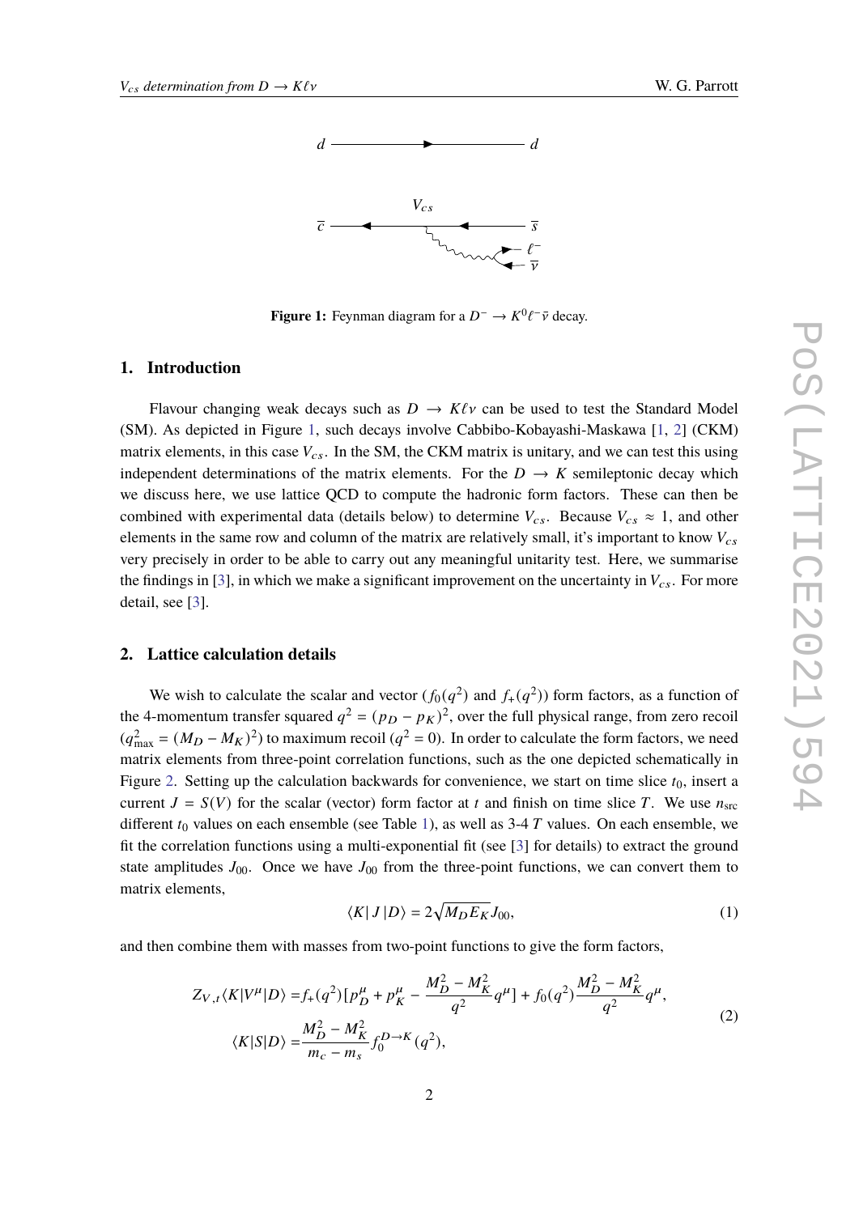Figure 1: Feynman diagram for a $D^- \to K^0 \ell^- \bar{\nu}$ decay.

## 1. Introduction

Flavour changing weak decays such as $D \to K\ell\nu$ can be used to test the Standard Model (SM). As depicted in Figure 1, such decays involve Cabbibo-Kobayashi-Maskawa [1, 2] (CKM) matrix elements, in this case $V_{cs}$. In the SM, the CKM matrix is unitary, and we can test this using independent determinations of the matrix elements. For the $D \to K$ semileptonic decay which we discuss here, we use lattice QCD to compute the hadronic form factors. These can then be combined with experimental data (details below) to determine $V_{cs}$. Because $V_{cs} \approx 1$, and other elements in the same row and column of the matrix are relatively small, it's important to know $V_{cs}$ very precisely in order to be able to carry out any meaningful unitarity test. Here, we summarise the findings in [3], in which we make a significant improvement on the uncertainty in $V_{cs}$. For more detail, see [3].

## 2. Lattice calculation details

We wish to calculate the scalar and vector ($f_0(q^2)$ and $f_+(q^2)$) form factors, as a function of the 4-momentum transfer squared $q^2 = (p_D - p_K)^2$, over the full physical range, from zero recoil ($q^2_{\text{max}} = (M_D - M_K)^2$) to maximum recoil ($q^2 = 0$). In order to calculate the form factors, we need matrix elements from three-point correlation functions, such as the one depicted schematically in Figure 2. Setting up the calculation backwards for convenience, we start on time slice $t_0$, insert a current $J = S(V)$ for the scalar (vector) form factor at $t$ and finish on time slice $T$. We use $n_{\text{src}}$ different $t_0$ values on each ensemble (see Table 1), as well as 3-4 $T$ values. On each ensemble, we fit the correlation functions using a multi-exponential fit (see [3] for details) to extract the ground state amplitudes $J_{00}$. Once we have $J_{00}$ from the three-point functions, we can convert them to matrix elements,

$$\langle K|\, J\, |D\rangle = 2\sqrt{M_D E_K} J_{00}, \tag{1}$$

and then combine them with masses from two-point functions to give the form factors,

$$\begin{aligned} Z_{V,t}\langle K|V^\mu|D\rangle =& f_+(q^2)[p_D^\mu + p_K^\mu - \frac{M_D^2 - M_K^2}{q^2}q^\mu] + f_0(q^2)\frac{M_D^2 - M_K^2}{q^2}q^\mu, \\ \langle K|S|D\rangle =& \frac{M_D^2 - M_K^2}{m_c - m_s} f_0^{D\to K}(q^2), \end{aligned} \tag{2}$$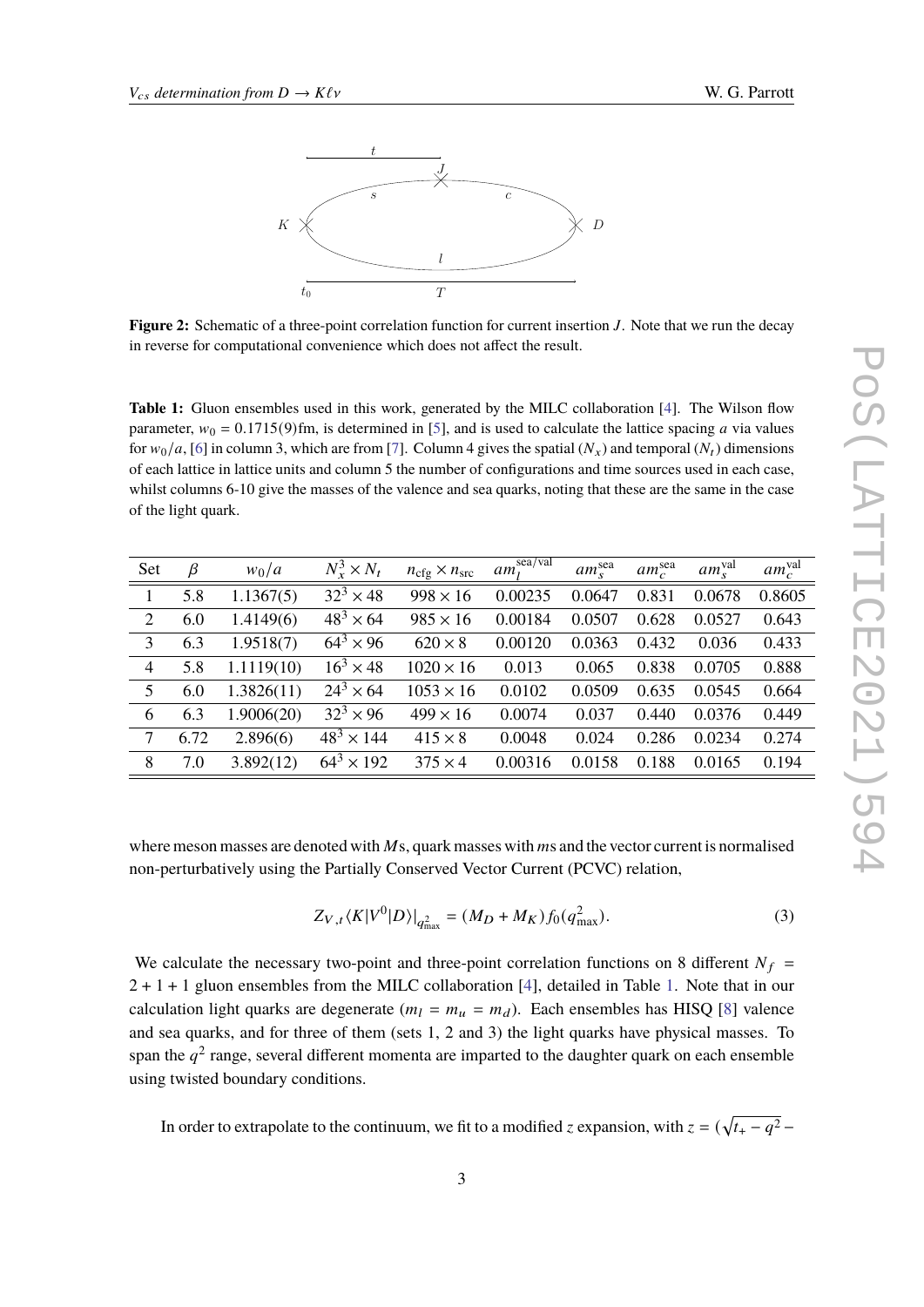**Figure 2:** Schematic of a three-point correlation function for current insertion $J$. Note that we run the decay in reverse for computational convenience which does not affect the result.

**Table 1:** Gluon ensembles used in this work, generated by the MILC collaboration [4]. The Wilson flow parameter, $w_0 = 0.1715(9)$fm, is determined in [5], and is used to calculate the lattice spacing $a$ via values for $w_0/a$, [6] in column 3, which are from [7]. Column 4 gives the spatial ($N_x$) and temporal ($N_t$) dimensions of each lattice in lattice units and column 5 the number of configurations and time sources used in each case, whilst columns 6-10 give the masses of the valence and sea quarks, noting that these are the same in the case of the light quark.

| Set | $\beta$ | $w_0/a$ | $N_x^3 \times N_t$ | $n_{\text{cfg}} \times n_{\text{src}}$ | $am_l^{\text{sea/val}}$ | $am_s^{\text{sea}}$ | $am_c^{\text{sea}}$ | $am_s^{\text{val}}$ | $am_c^{\text{val}}$ |
|---|---|---|---|---|---|---|---|---|---|
| 1 | 5.8 | 1.1367(5) | $32^3 \times 48$ | $998 \times 16$ | 0.00235 | 0.0647 | 0.831 | 0.0678 | 0.8605 |
| 2 | 6.0 | 1.4149(6) | $48^3 \times 64$ | $985 \times 16$ | 0.00184 | 0.0507 | 0.628 | 0.0527 | 0.643 |
| 3 | 6.3 | 1.9518(7) | $64^3 \times 96$ | $620 \times 8$ | 0.00120 | 0.0363 | 0.432 | 0.036 | 0.433 |
| 4 | 5.8 | 1.1119(10) | $16^3 \times 48$ | $1020 \times 16$ | 0.013 | 0.065 | 0.838 | 0.0705 | 0.888 |
| 5 | 6.0 | 1.3826(11) | $24^3 \times 64$ | $1053 \times 16$ | 0.0102 | 0.0509 | 0.635 | 0.0545 | 0.664 |
| 6 | 6.3 | 1.9006(20) | $32^3 \times 96$ | $499 \times 16$ | 0.0074 | 0.037 | 0.440 | 0.0376 | 0.449 |
| 7 | 6.72 | 2.896(6) | $48^3 \times 144$ | $415 \times 8$ | 0.0048 | 0.024 | 0.286 | 0.0234 | 0.274 |
| 8 | 7.0 | 3.892(12) | $64^3 \times 192$ | $375 \times 4$ | 0.00316 | 0.0158 | 0.188 | 0.0165 | 0.194 |

where meson masses are denoted with $M$s, quark masses with $m$s and the vector current is normalised non-perturbatively using the Partially Conserved Vector Current (PCVC) relation,

$$Z_{V,t}\langle K|V^0|D\rangle|_{q^2_{\text{max}}} = (M_D + M_K) f_0(q^2_{\text{max}}). \tag{3}$$

We calculate the necessary two-point and three-point correlation functions on 8 different $N_f = 2+1+1$ gluon ensembles from the MILC collaboration [4], detailed in Table 1. Note that in our calculation light quarks are degenerate ($m_l = m_u = m_d$). Each ensembles has HISQ [8] valence and sea quarks, and for three of them (sets 1, 2 and 3) the light quarks have physical masses. To span the $q^2$ range, several different momenta are imparted to the daughter quark on each ensemble using twisted boundary conditions.

In order to extrapolate to the continuum, we fit to a modified $z$ expansion, with $z = (\sqrt{t_+ - q^2} -$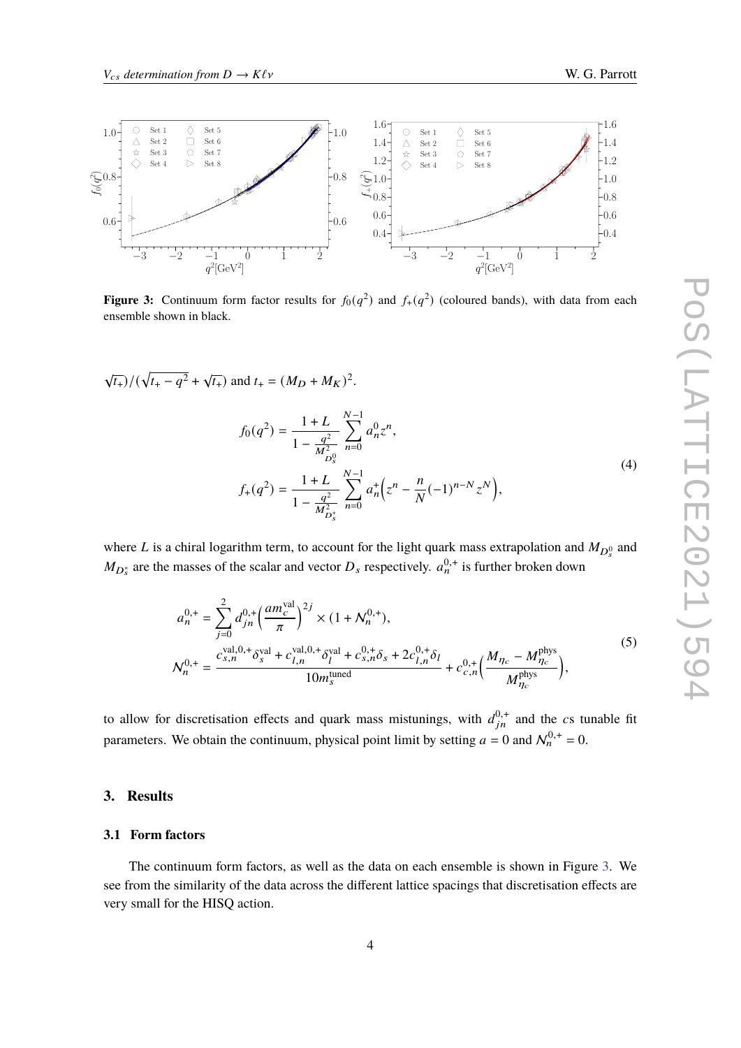**Figure 3:** Continuum form factor results for $f_0(q^2)$ and $f_+(q^2)$ (coloured bands), with data from each ensemble shown in black.

$\sqrt{t_+})/(\sqrt{t_+ - q^2} + \sqrt{t_+})$ and $t_+ = (M_D + M_K)^2$.

$$
\begin{aligned}
f_0(q^2) &= \frac{1+L}{1 - \frac{q^2}{M^2_{D^0_s}}} \sum_{n=0}^{N-1} a^0_n z^n, \\
f_+(q^2) &= \frac{1+L}{1 - \frac{q^2}{M^2_{D^*_s}}} \sum_{n=0}^{N-1} a^+_n \Big( z^n - \frac{n}{N}(-1)^{n-N} z^N \Big),
\end{aligned} \tag{4}
$$

where $L$ is a chiral logarithm term, to account for the light quark mass extrapolation and $M_{D^0_s}$ and $M_{D^*_s}$ are the masses of the scalar and vector $D_s$ respectively. $a^{0,+}_n$ is further broken down

$$
\begin{aligned}
a^{0,+}_n &= \sum_{j=0}^{2} d^{0,+}_{jn} \Big( \frac{am^{\mathrm{val}}_c}{\pi} \Big)^{2j} \times (1 + \mathcal{N}^{0,+}_n), \\
\mathcal{N}^{0,+}_n &= \frac{c^{\mathrm{val},0,+}_{s,n}\delta^{\mathrm{val}}_s + c^{\mathrm{val},0,+}_{l,n}\delta^{\mathrm{val}}_l + c^{0,+}_{s,n}\delta_s + 2c^{0,+}_{l,n}\delta_l}{10m^{\mathrm{tuned}}_s} + c^{0,+}_{c,n}\Big( \frac{M_{\eta_c} - M^{\mathrm{phys}}_{\eta_c}}{M^{\mathrm{phys}}_{\eta_c}} \Big),
\end{aligned} \tag{5}
$$

to allow for discretisation effects and quark mass mistunings, with $d^{0,+}_{jn}$ and the $c$s tunable fit parameters. We obtain the continuum, physical point limit by setting $a = 0$ and $\mathcal{N}^{0,+}_n = 0$.

## 3. Results

### 3.1 Form factors

The continuum form factors, as well as the data on each ensemble is shown in Figure 3. We see from the similarity of the data across the different lattice spacings that discretisation effects are very small for the HISQ action.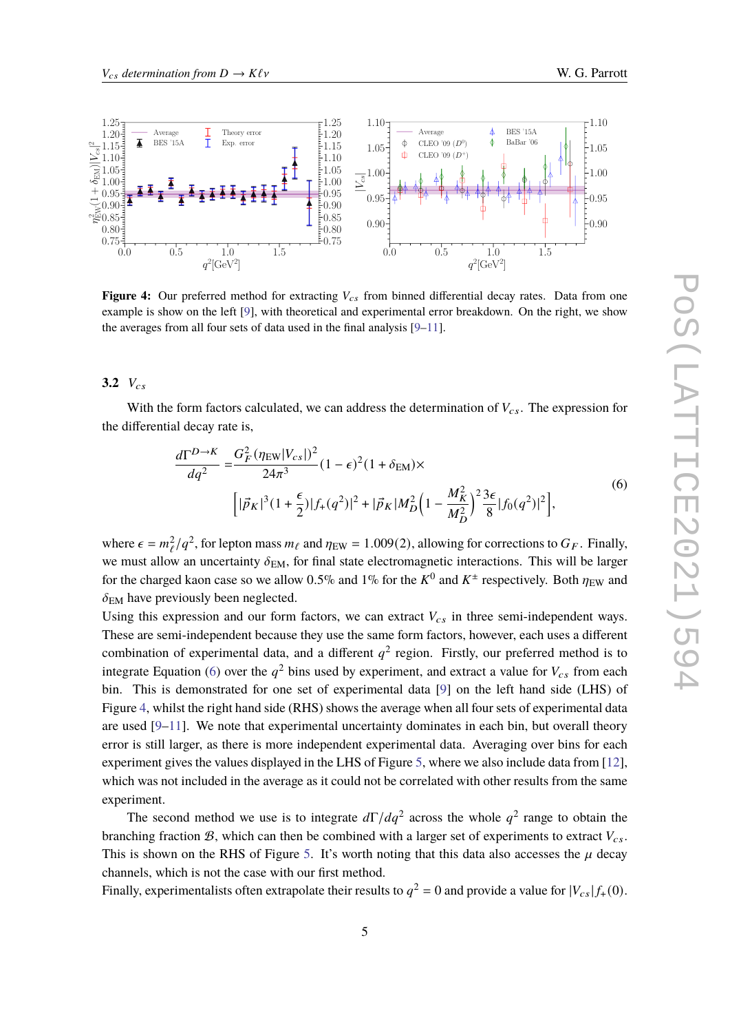**Figure 4:** Our preferred method for extracting $V_{cs}$ from binned differential decay rates. Data from one example is show on the left [9], with theoretical and experimental error breakdown. On the right, we show the averages from all four sets of data used in the final analysis [9–11].

### 3.2 $V_{cs}$

With the form factors calculated, we can address the determination of $V_{cs}$. The expression for the differential decay rate is,

$$\frac{d\Gamma^{D\to K}}{dq^2} = \frac{G_F^2(\eta_{\text{EW}}|V_{cs}|)^2}{24\pi^3}(1-\epsilon)^2(1+\delta_{\text{EM}})\times \\ \Big[|\vec{p}_K|^3(1+\frac{\epsilon}{2})|f_+(q^2)|^2 + |\vec{p}_K|M_D^2\Big(1-\frac{M_K^2}{M_D^2}\Big)^2\frac{3\epsilon}{8}|f_0(q^2)|^2\Big], \tag{6}$$

where $\epsilon = m_\ell^2/q^2$, for lepton mass $m_\ell$ and $\eta_{\text{EW}} = 1.009(2)$, allowing for corrections to $G_F$. Finally, we must allow an uncertainty $\delta_{\text{EM}}$, for final state electromagnetic interactions. This will be larger for the charged kaon case so we allow 0.5% and 1% for the $K^0$ and $K^\pm$ respectively. Both $\eta_{\text{EW}}$ and $\delta_{\text{EM}}$ have previously been neglected.

Using this expression and our form factors, we can extract $V_{cs}$ in three semi-independent ways. These are semi-independent because they use the same form factors, however, each uses a different combination of experimental data, and a different $q^2$ region. Firstly, our preferred method is to integrate Equation (6) over the $q^2$ bins used by experiment, and extract a value for $V_{cs}$ from each bin. This is demonstrated for one set of experimental data [9] on the left hand side (LHS) of Figure 4, whilst the right hand side (RHS) shows the average when all four sets of experimental data are used [9–11]. We note that experimental uncertainty dominates in each bin, but overall theory error is still larger, as there is more independent experimental data. Averaging over bins for each experiment gives the values displayed in the LHS of Figure 5, where we also include data from [12], which was not included in the average as it could not be correlated with other results from the same experiment.

The second method we use is to integrate $d\Gamma/dq^2$ across the whole $q^2$ range to obtain the branching fraction $\mathcal{B}$, which can then be combined with a larger set of experiments to extract $V_{cs}$. This is shown on the RHS of Figure 5. It's worth noting that this data also accesses the $\mu$ decay channels, which is not the case with our first method.

Finally, experimentalists often extrapolate their results to $q^2 = 0$ and provide a value for $|V_{cs}|f_+(0)$.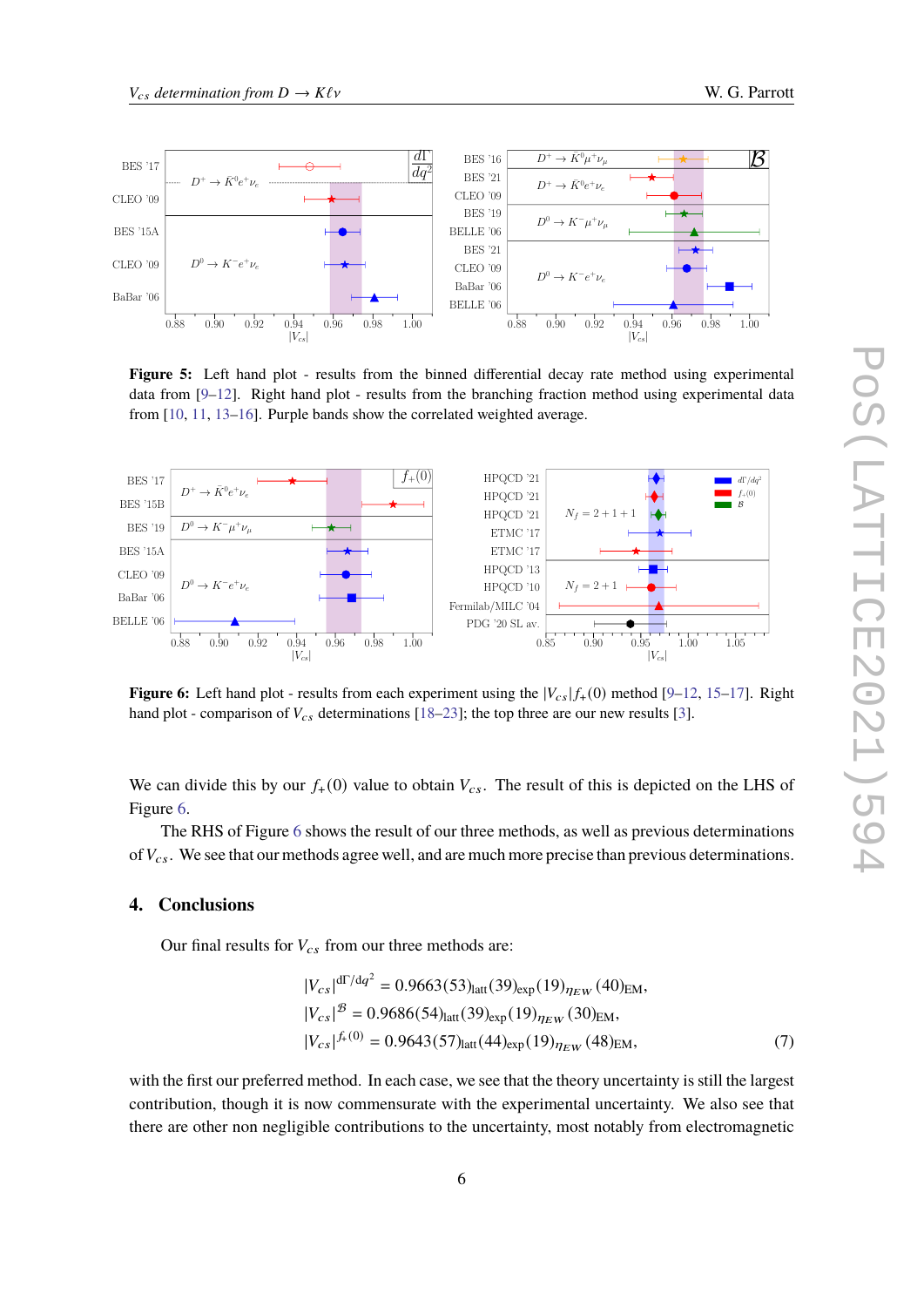**Figure 5:** Left hand plot - results from the binned differential decay rate method using experimental data from [9–12]. Right hand plot - results from the branching fraction method using experimental data from [10, 11, 13–16]. Purple bands show the correlated weighted average.

**Figure 6:** Left hand plot - results from each experiment using the $|V_{cs}|f_+(0)$ method [9–12, 15–17]. Right hand plot - comparison of $V_{cs}$ determinations [18–23]; the top three are our new results [3].

We can divide this by our $f_+(0)$ value to obtain $V_{cs}$. The result of this is depicted on the LHS of Figure 6.

The RHS of Figure 6 shows the result of our three methods, as well as previous determinations of $V_{cs}$. We see that our methods agree well, and are much more precise than previous determinations.

## 4. Conclusions

Our final results for $V_{cs}$ from our three methods are:

$$
\begin{aligned}
|V_{cs}|^{\mathrm{d}\Gamma/\mathrm{d}q^2} &= 0.9663(53)_{\mathrm{latt}}(39)_{\mathrm{exp}}(19)_{\eta_{EW}}(40)_{\mathrm{EM}}, \\
|V_{cs}|^{\mathcal{B}} &= 0.9686(54)_{\mathrm{latt}}(39)_{\mathrm{exp}}(19)_{\eta_{EW}}(30)_{\mathrm{EM}}, \\
|V_{cs}|^{f_+(0)} &= 0.9643(57)_{\mathrm{latt}}(44)_{\mathrm{exp}}(19)_{\eta_{EW}}(48)_{\mathrm{EM}},
\end{aligned}
\tag{7}
$$

with the first our preferred method. In each case, we see that the theory uncertainty is still the largest contribution, though it is now commensurate with the experimental uncertainty. We also see that there are other non negligible contributions to the uncertainty, most notably from electromagnetic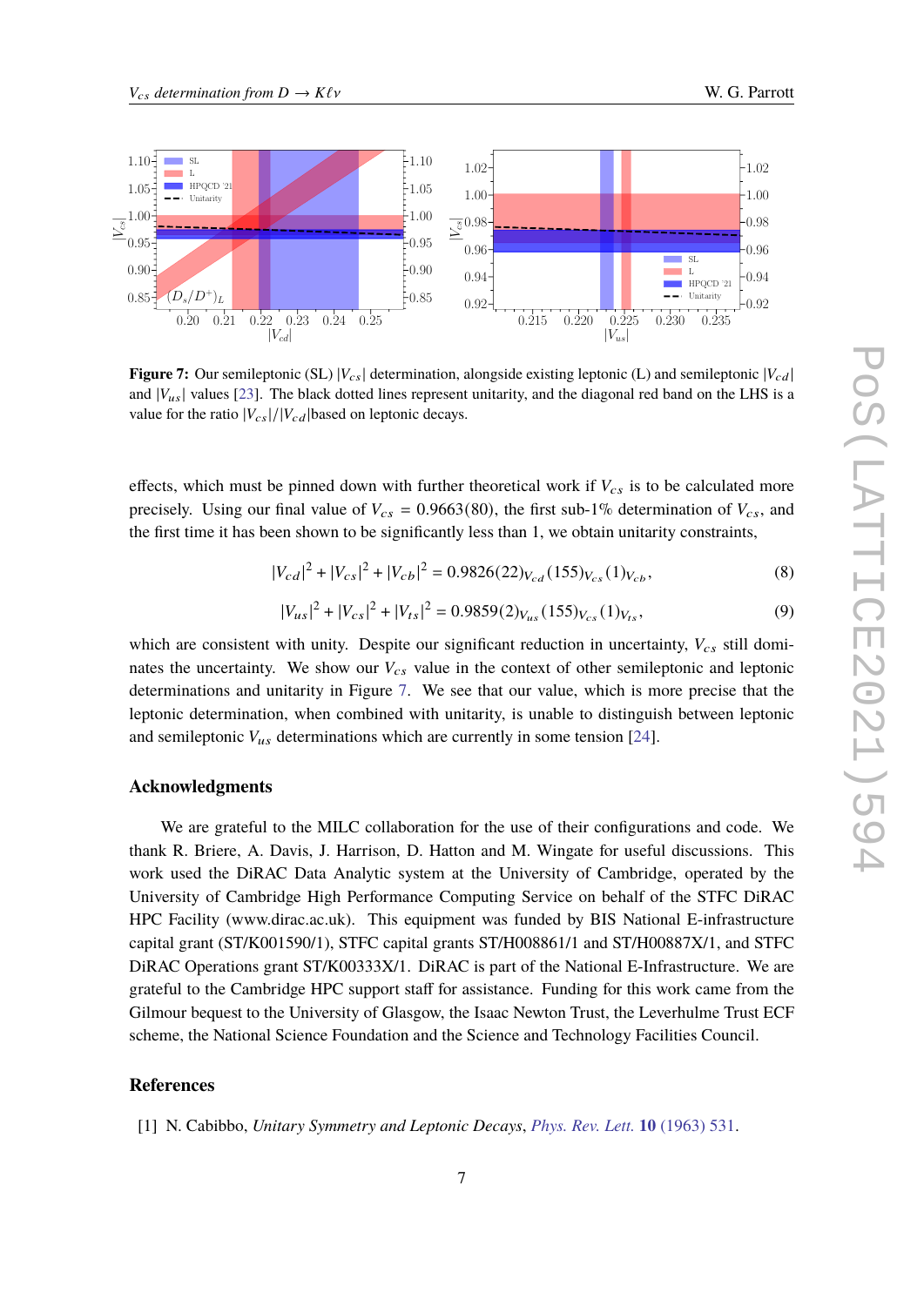**Figure 7:** Our semileptonic (SL) $|V_{cs}|$ determination, alongside existing leptonic (L) and semileptonic $|V_{cd}|$ and $|V_{us}|$ values [23]. The black dotted lines represent unitarity, and the diagonal red band on the LHS is a value for the ratio $|V_{cs}|/|V_{cd}|$ based on leptonic decays.

effects, which must be pinned down with further theoretical work if $V_{cs}$ is to be calculated more precisely. Using our final value of $V_{cs} = 0.9663(80)$, the first sub-1% determination of $V_{cs}$, and the first time it has been shown to be significantly less than 1, we obtain unitarity constraints,

$$|V_{cd}|^2 + |V_{cs}|^2 + |V_{cb}|^2 = 0.9826(22)_{V_{cd}}(155)_{V_{cs}}(1)_{V_{cb}}, \tag{8}$$

$$|V_{us}|^2 + |V_{cs}|^2 + |V_{ts}|^2 = 0.9859(2)_{V_{us}}(155)_{V_{cs}}(1)_{V_{ts}}, \tag{9}$$

which are consistent with unity. Despite our significant reduction in uncertainty, $V_{cs}$ still dominates the uncertainty. We show our $V_{cs}$ value in the context of other semileptonic and leptonic determinations and unitarity in Figure 7. We see that our value, which is more precise that the leptonic determination, when combined with unitarity, is unable to distinguish between leptonic and semileptonic $V_{us}$ determinations which are currently in some tension [24].

## Acknowledgments

We are grateful to the MILC collaboration for the use of their configurations and code. We thank R. Briere, A. Davis, J. Harrison, D. Hatton and M. Wingate for useful discussions. This work used the DiRAC Data Analytic system at the University of Cambridge, operated by the University of Cambridge High Performance Computing Service on behalf of the STFC DiRAC HPC Facility (www.dirac.ac.uk). This equipment was funded by BIS National E-infrastructure capital grant (ST/K001590/1), STFC capital grants ST/H008861/1 and ST/H00887X/1, and STFC DiRAC Operations grant ST/K00333X/1. DiRAC is part of the National E-Infrastructure. We are grateful to the Cambridge HPC support staff for assistance. Funding for this work came from the Gilmour bequest to the University of Glasgow, the Isaac Newton Trust, the Leverhulme Trust ECF scheme, the National Science Foundation and the Science and Technology Facilities Council.

## References

[1] N. Cabibbo, *Unitary Symmetry and Leptonic Decays*, Phys. Rev. Lett. **10** (1963) 531.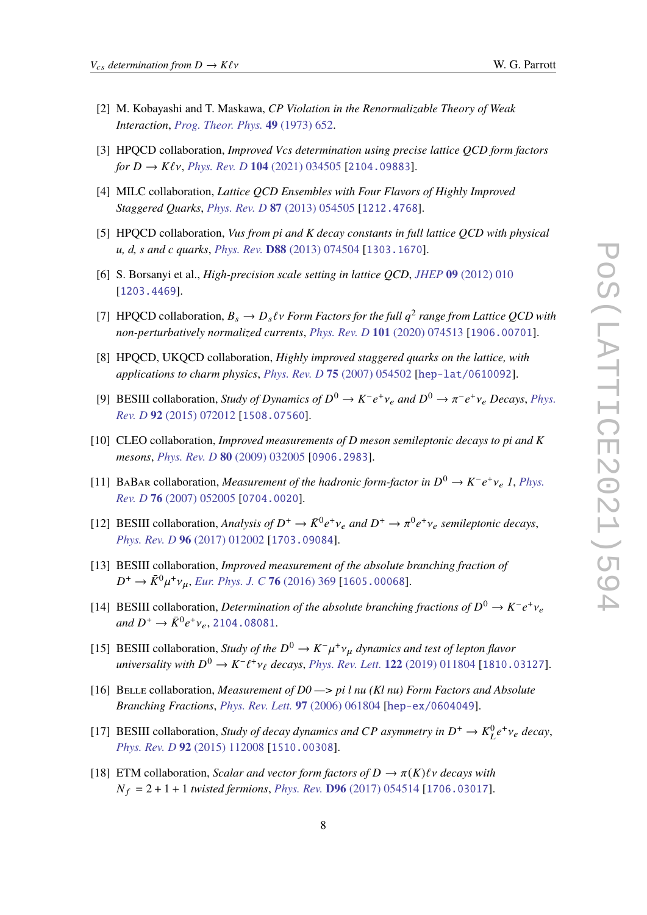[2] M. Kobayashi and T. Maskawa, *CP Violation in the Renormalizable Theory of Weak Interaction*, *Prog. Theor. Phys.* **49** (1973) 652.

[3] HPQCD collaboration, *Improved Vcs determination using precise lattice QCD form factors for $D \to K\ell\nu$*, *Phys. Rev. D* **104** (2021) 034505 [2104.09883].

[4] MILC collaboration, *Lattice QCD Ensembles with Four Flavors of Highly Improved Staggered Quarks*, *Phys. Rev. D* **87** (2013) 054505 [1212.4768].

[5] HPQCD collaboration, *Vus from pi and K decay constants in full lattice QCD with physical u, d, s and c quarks*, *Phys. Rev.* **D88** (2013) 074504 [1303.1670].

[6] S. Borsanyi et al., *High-precision scale setting in lattice QCD*, *JHEP* **09** (2012) 010 [1203.4469].

[7] HPQCD collaboration, *$B_s \to D_s\ell\nu$ Form Factors for the full $q^2$ range from Lattice QCD with non-perturbatively normalized currents*, *Phys. Rev. D* **101** (2020) 074513 [1906.00701].

[8] HPQCD, UKQCD collaboration, *Highly improved staggered quarks on the lattice, with applications to charm physics*, *Phys. Rev. D* **75** (2007) 054502 [hep-lat/0610092].

[9] BESIII collaboration, *Study of Dynamics of $D^0 \to K^- e^+ \nu_e$ and $D^0 \to \pi^- e^+ \nu_e$ Decays*, *Phys. Rev. D* **92** (2015) 072012 [1508.07560].

[10] CLEO collaboration, *Improved measurements of D meson semileptonic decays to pi and K mesons*, *Phys. Rev. D* **80** (2009) 032005 [0906.2983].

[11] BaBar collaboration, *Measurement of the hadronic form-factor in $D^0 \to K^- e^+ \nu_e$ 1*, *Phys. Rev. D* **76** (2007) 052005 [0704.0020].

[12] BESIII collaboration, *Analysis of $D^+ \to \bar{K}^0 e^+ \nu_e$ and $D^+ \to \pi^0 e^+ \nu_e$ semileptonic decays*, *Phys. Rev. D* **96** (2017) 012002 [1703.09084].

[13] BESIII collaboration, *Improved measurement of the absolute branching fraction of $D^+ \to \bar{K}^0 \mu^+ \nu_\mu$*, *Eur. Phys. J. C* **76** (2016) 369 [1605.00068].

[14] BESIII collaboration, *Determination of the absolute branching fractions of $D^0 \to K^- e^+ \nu_e$ and $D^+ \to \bar{K}^0 e^+ \nu_e$*, 2104.08081.

[15] BESIII collaboration, *Study of the $D^0 \to K^- \mu^+ \nu_\mu$ dynamics and test of lepton flavor universality with $D^0 \to K^- \ell^+ \nu_\ell$ decays*, *Phys. Rev. Lett.* **122** (2019) 011804 [1810.03127].

[16] Belle collaboration, *Measurement of D0 —> pi l nu (Kl nu) Form Factors and Absolute Branching Fractions*, *Phys. Rev. Lett.* **97** (2006) 061804 [hep-ex/0604049].

[17] BESIII collaboration, *Study of decay dynamics and CP asymmetry in $D^+ \to K_L^0 e^+ \nu_e$ decay*, *Phys. Rev. D* **92** (2015) 112008 [1510.00308].

[18] ETM collaboration, *Scalar and vector form factors of $D \to \pi(K)\ell\nu$ decays with $N_f = 2 + 1 + 1$ twisted fermions*, *Phys. Rev.* **D96** (2017) 054514 [1706.03017].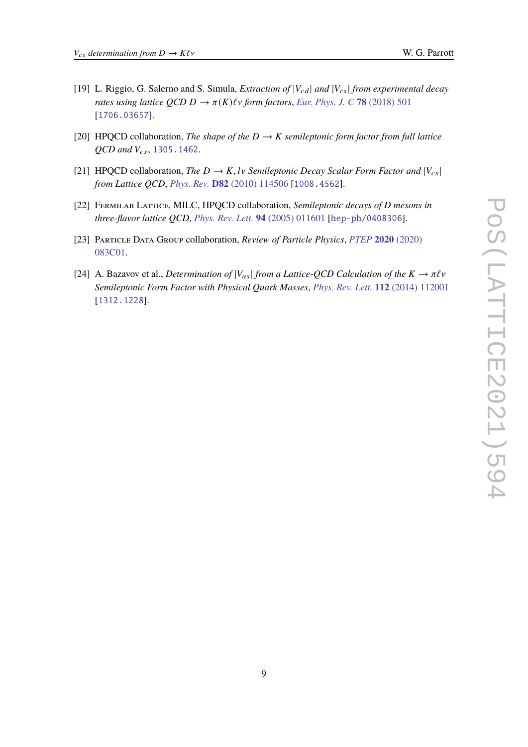[19] L. Riggio, G. Salerno and S. Simula, *Extraction of $|V_{cd}|$ and $|V_{cs}|$ from experimental decay rates using lattice QCD $D \to \pi(K)\ell\nu$ form factors*, *Eur. Phys. J. C* **78** (2018) 501 [1706.03657].

[20] HPQCD collaboration, *The shape of the $D \to K$ semileptonic form factor from full lattice QCD and $V_{cs}$*, 1305.1462.

[21] HPQCD collaboration, *The $D \to K, l\nu$ Semileptonic Decay Scalar Form Factor and $|V_{cs}|$ from Lattice QCD*, *Phys. Rev.* **D82** (2010) 114506 [1008.4562].

[22] Fermilab Lattice, MILC, HPQCD collaboration, *Semileptonic decays of D mesons in three-flavor lattice QCD*, *Phys. Rev. Lett.* **94** (2005) 011601 [hep-ph/0408306].

[23] Particle Data Group collaboration, *Review of Particle Physics*, *PTEP* **2020** (2020) 083C01.

[24] A. Bazavov et al., *Determination of $|V_{us}|$ from a Lattice-QCD Calculation of the $K \to \pi\ell\nu$ Semileptonic Form Factor with Physical Quark Masses*, *Phys. Rev. Lett.* **112** (2014) 112001 [1312.1228].